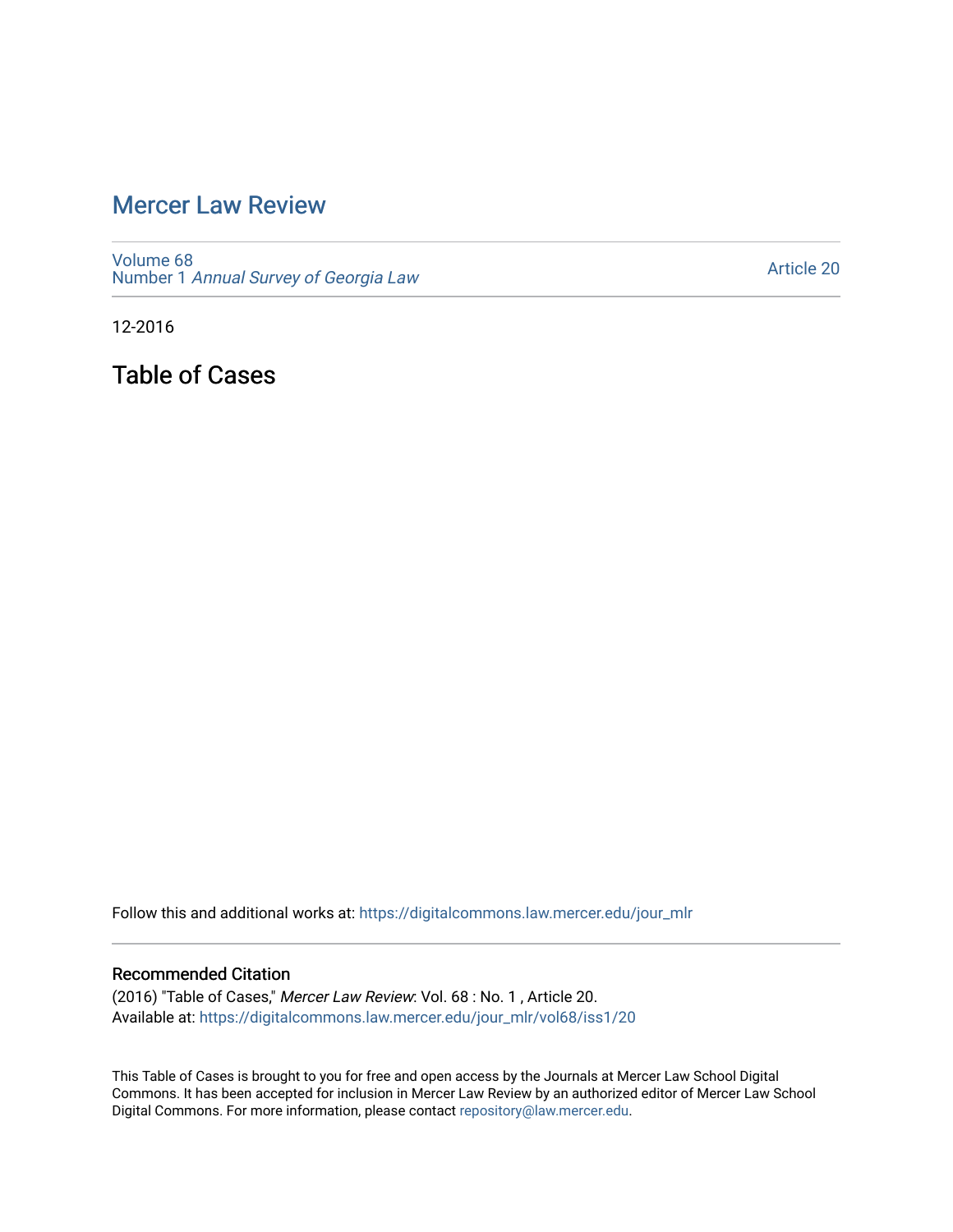# Mercer Law Review

Volume 68
Number 1 *Annual Survey of Georgia Law*

Article 20

12-2016

## Table of Cases

Follow this and additional works at: https://digitalcommons.law.mercer.edu/jour_mlr

### Recommended Citation

(2016) "Table of Cases," *Mercer Law Review*: Vol. 68 : No. 1 , Article 20.
Available at: https://digitalcommons.law.mercer.edu/jour_mlr/vol68/iss1/20

This Table of Cases is brought to you for free and open access by the Journals at Mercer Law School Digital Commons. It has been accepted for inclusion in Mercer Law Review by an authorized editor of Mercer Law School Digital Commons. For more information, please contact repository@law.mercer.edu.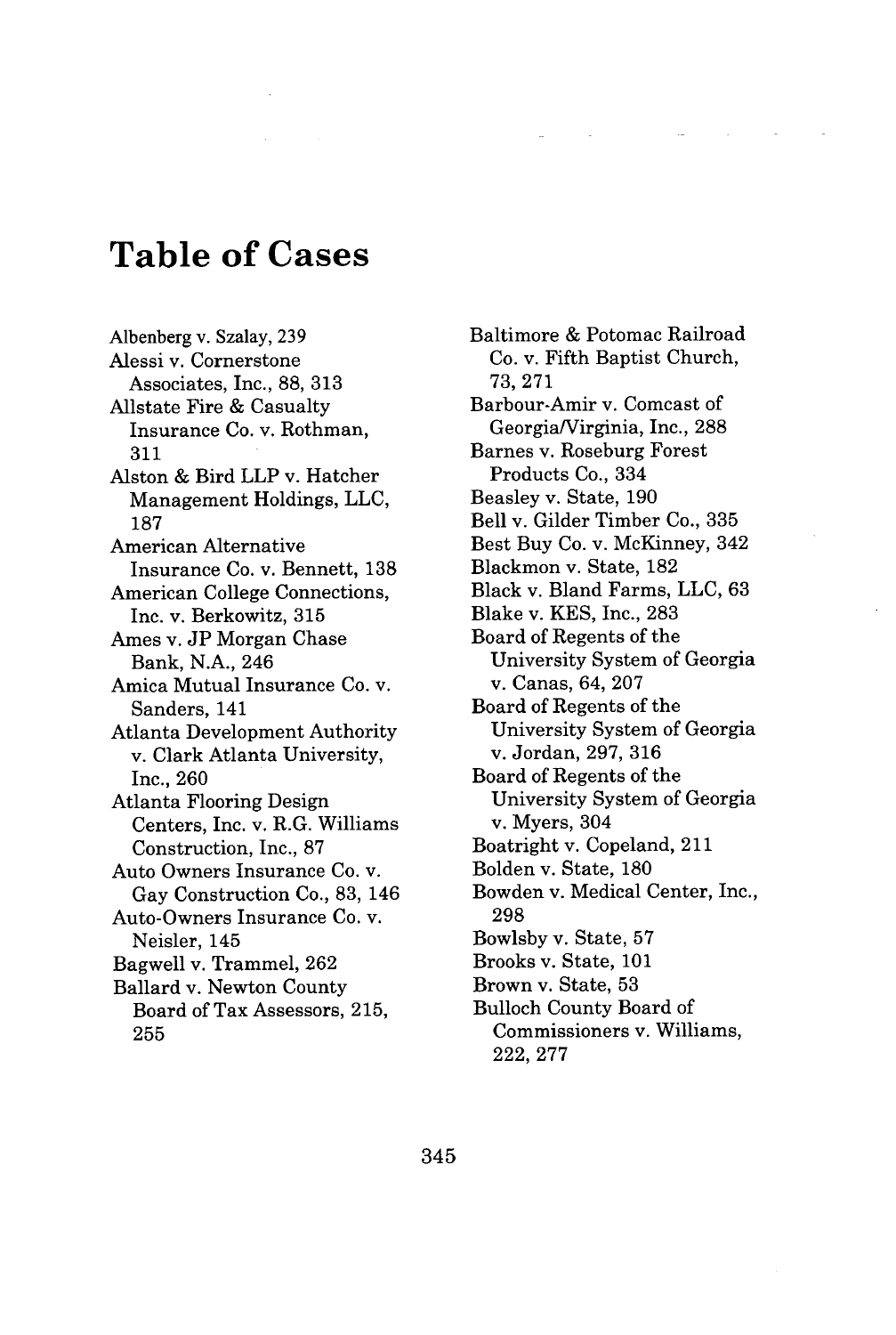# Table of Cases

Albenberg v. Szalay, 239
Alessi v. Cornerstone Associates, Inc., 88, 313
Allstate Fire & Casualty Insurance Co. v. Rothman, 311
Alston & Bird LLP v. Hatcher Management Holdings, LLC, 187
American Alternative Insurance Co. v. Bennett, 138
American College Connections, Inc. v. Berkowitz, 315
Ames v. JP Morgan Chase Bank, N.A., 246
Amica Mutual Insurance Co. v. Sanders, 141
Atlanta Development Authority v. Clark Atlanta University, Inc., 260
Atlanta Flooring Design Centers, Inc. v. R.G. Williams Construction, Inc., 87
Auto Owners Insurance Co. v. Gay Construction Co., 83, 146
Auto-Owners Insurance Co. v. Neisler, 145
Bagwell v. Trammel, 262
Ballard v. Newton County Board of Tax Assessors, 215, 255
Baltimore & Potomac Railroad Co. v. Fifth Baptist Church, 73, 271
Barbour-Amir v. Comcast of Georgia/Virginia, Inc., 288
Barnes v. Roseburg Forest Products Co., 334
Beasley v. State, 190
Bell v. Gilder Timber Co., 335
Best Buy Co. v. McKinney, 342
Blackmon v. State, 182
Black v. Bland Farms, LLC, 63
Blake v. KES, Inc., 283
Board of Regents of the University System of Georgia v. Canas, 64, 207
Board of Regents of the University System of Georgia v. Jordan, 297, 316
Board of Regents of the University System of Georgia v. Myers, 304
Boatright v. Copeland, 211
Bolden v. State, 180
Bowden v. Medical Center, Inc., 298
Bowlsby v. State, 57
Brooks v. State, 101
Brown v. State, 53
Bulloch County Board of Commissioners v. Williams, 222, 277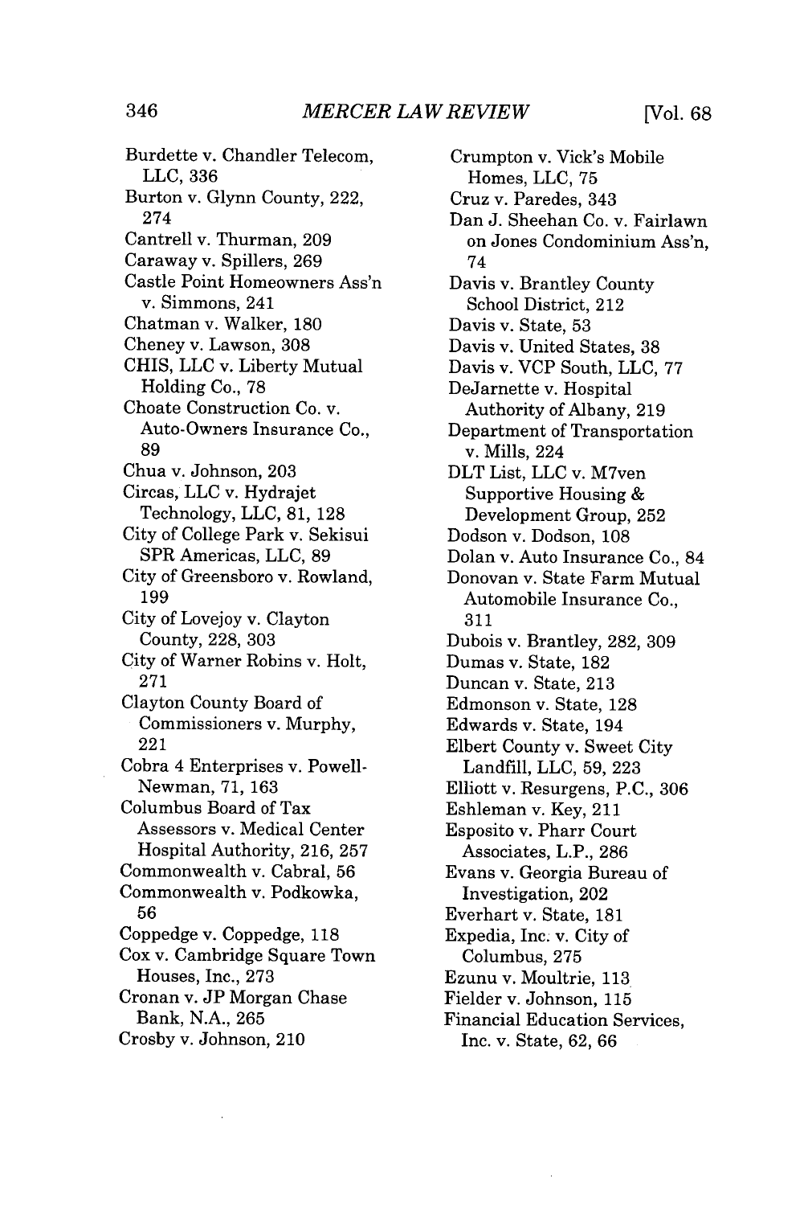Burdette v. Chandler Telecom, LLC, 336
Burton v. Glynn County, 222, 274
Cantrell v. Thurman, 209
Caraway v. Spillers, 269
Castle Point Homeowners Ass'n v. Simmons, 241
Chatman v. Walker, 180
Cheney v. Lawson, 308
CHIS, LLC v. Liberty Mutual Holding Co., 78
Choate Construction Co. v. Auto-Owners Insurance Co., 89
Chua v. Johnson, 203
Circas, LLC v. Hydrajet Technology, LLC, 81, 128
City of College Park v. Sekisui SPR Americas, LLC, 89
City of Greensboro v. Rowland, 199
City of Lovejoy v. Clayton County, 228, 303
City of Warner Robins v. Holt, 271
Clayton County Board of Commissioners v. Murphy, 221
Cobra 4 Enterprises v. Powell-Newman, 71, 163
Columbus Board of Tax Assessors v. Medical Center Hospital Authority, 216, 257
Commonwealth v. Cabral, 56
Commonwealth v. Podkowka, 56
Coppedge v. Coppedge, 118
Cox v. Cambridge Square Town Houses, Inc., 273
Cronan v. JP Morgan Chase Bank, N.A., 265
Crosby v. Johnson, 210
Crumpton v. Vick's Mobile Homes, LLC, 75
Cruz v. Paredes, 343
Dan J. Sheehan Co. v. Fairlawn on Jones Condominium Ass'n, 74
Davis v. Brantley County School District, 212
Davis v. State, 53
Davis v. United States, 38
Davis v. VCP South, LLC, 77
DeJarnette v. Hospital Authority of Albany, 219
Department of Transportation v. Mills, 224
DLT List, LLC v. M7ven Supportive Housing & Development Group, 252
Dodson v. Dodson, 108
Dolan v. Auto Insurance Co., 84
Donovan v. State Farm Mutual Automobile Insurance Co., 311
Dubois v. Brantley, 282, 309
Dumas v. State, 182
Duncan v. State, 213
Edmonson v. State, 128
Edwards v. State, 194
Elbert County v. Sweet City Landfill, LLC, 59, 223
Elliott v. Resurgens, P.C., 306
Eshleman v. Key, 211
Esposito v. Pharr Court Associates, L.P., 286
Evans v. Georgia Bureau of Investigation, 202
Everhart v. State, 181
Expedia, Inc. v. City of Columbus, 275
Ezunu v. Moultrie, 113
Fielder v. Johnson, 115
Financial Education Services, Inc. v. State, 62, 66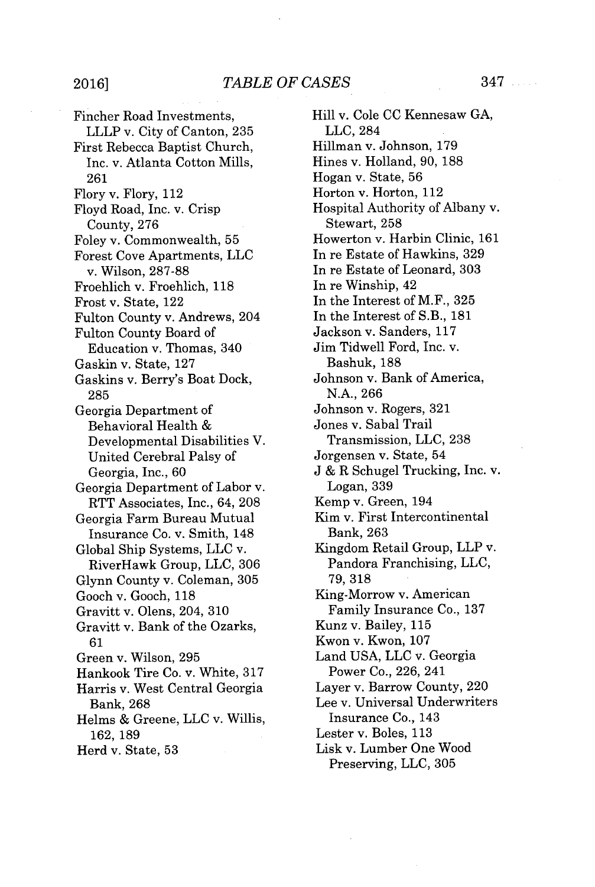Fincher Road Investments, LLLP v. City of Canton, 235
First Rebecca Baptist Church, Inc. v. Atlanta Cotton Mills, 261
Flory v. Flory, 112
Floyd Road, Inc. v. Crisp County, 276
Foley v. Commonwealth, 55
Forest Cove Apartments, LLC v. Wilson, 287-88
Froehlich v. Froehlich, 118
Frost v. State, 122
Fulton County v. Andrews, 204
Fulton County Board of Education v. Thomas, 340
Gaskin v. State, 127
Gaskins v. Berry's Boat Dock, 285
Georgia Department of Behavioral Health & Developmental Disabilities V. United Cerebral Palsy of Georgia, Inc., 60
Georgia Department of Labor v. RTT Associates, Inc., 64, 208
Georgia Farm Bureau Mutual Insurance Co. v. Smith, 148
Global Ship Systems, LLC v. RiverHawk Group, LLC, 306
Glynn County v. Coleman, 305
Gooch v. Gooch, 118
Gravitt v. Olens, 204, 310
Gravitt v. Bank of the Ozarks, 61
Green v. Wilson, 295
Hankook Tire Co. v. White, 317
Harris v. West Central Georgia Bank, 268
Helms & Greene, LLC v. Willis, 162, 189
Herd v. State, 53
Hill v. Cole CC Kennesaw GA, LLC, 284
Hillman v. Johnson, 179
Hines v. Holland, 90, 188
Hogan v. State, 56
Horton v. Horton, 112
Hospital Authority of Albany v. Stewart, 258
Howerton v. Harbin Clinic, 161
In re Estate of Hawkins, 329
In re Estate of Leonard, 303
In re Winship, 42
In the Interest of M.F., 325
In the Interest of S.B., 181
Jackson v. Sanders, 117
Jim Tidwell Ford, Inc. v. Bashuk, 188
Johnson v. Bank of America, N.A., 266
Johnson v. Rogers, 321
Jones v. Sabal Trail Transmission, LLC, 238
Jorgensen v. State, 54
J & R Schugel Trucking, Inc. v. Logan, 339
Kemp v. Green, 194
Kim v. First Intercontinental Bank, 263
Kingdom Retail Group, LLP v. Pandora Franchising, LLC, 79, 318
King-Morrow v. American Family Insurance Co., 137
Kunz v. Bailey, 115
Kwon v. Kwon, 107
Land USA, LLC v. Georgia Power Co., 226, 241
Layer v. Barrow County, 220
Lee v. Universal Underwriters Insurance Co., 143
Lester v. Boles, 113
Lisk v. Lumber One Wood Preserving, LLC, 305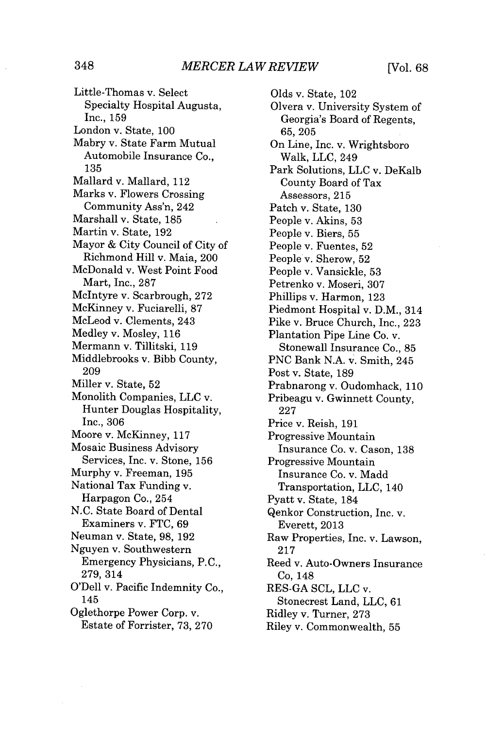Little-Thomas v. Select Specialty Hospital Augusta, Inc., 159
London v. State, 100
Mabry v. State Farm Mutual Automobile Insurance Co., 135
Mallard v. Mallard, 112
Marks v. Flowers Crossing Community Ass'n, 242
Marshall v. State, 185
Martin v. State, 192
Mayor & City Council of City of Richmond Hill v. Maia, 200
McDonald v. West Point Food Mart, Inc., 287
McIntyre v. Scarbrough, 272
McKinney v. Fuciarelli, 87
McLeod v. Clements, 243
Medley v. Mosley, 116
Mermann v. Tillitski, 119
Middlebrooks v. Bibb County, 209
Miller v. State, 52
Monolith Companies, LLC v. Hunter Douglas Hospitality, Inc., 306
Moore v. McKinney, 117
Mosaic Business Advisory Services, Inc. v. Stone, 156
Murphy v. Freeman, 195
National Tax Funding v. Harpagon Co., 254
N.C. State Board of Dental Examiners v. FTC, 69
Neuman v. State, 98, 192
Nguyen v. Southwestern Emergency Physicians, P.C., 279, 314
O'Dell v. Pacific Indemnity Co., 145
Oglethorpe Power Corp. v. Estate of Forrister, 73, 270
Olds v. State, 102
Olvera v. University System of Georgia's Board of Regents, 65, 205
On Line, Inc. v. Wrightsboro Walk, LLC, 249
Park Solutions, LLC v. DeKalb County Board of Tax Assessors, 215
Patch v. State, 130
People v. Akins, 53
People v. Biers, 55
People v. Fuentes, 52
People v. Sherow, 52
People v. Vansickle, 53
Petrenko v. Moseri, 307
Phillips v. Harmon, 123
Piedmont Hospital v. D.M., 314
Pike v. Bruce Church, Inc., 223
Plantation Pipe Line Co. v. Stonewall Insurance Co., 85
PNC Bank N.A. v. Smith, 245
Post v. State, 189
Prabnarong v. Oudomhack, 110
Pribeagu v. Gwinnett County, 227
Price v. Reish, 191
Progressive Mountain Insurance Co. v. Cason, 138
Progressive Mountain Insurance Co. v. Madd Transportation, LLC, 140
Pyatt v. State, 184
Qenkor Construction, Inc. v. Everett, 2013
Raw Properties, Inc. v. Lawson, 217
Reed v. Auto-Owners Insurance Co, 148
RES-GA SCL, LLC v. Stonecrest Land, LLC, 61
Ridley v. Turner, 273
Riley v. Commonwealth, 55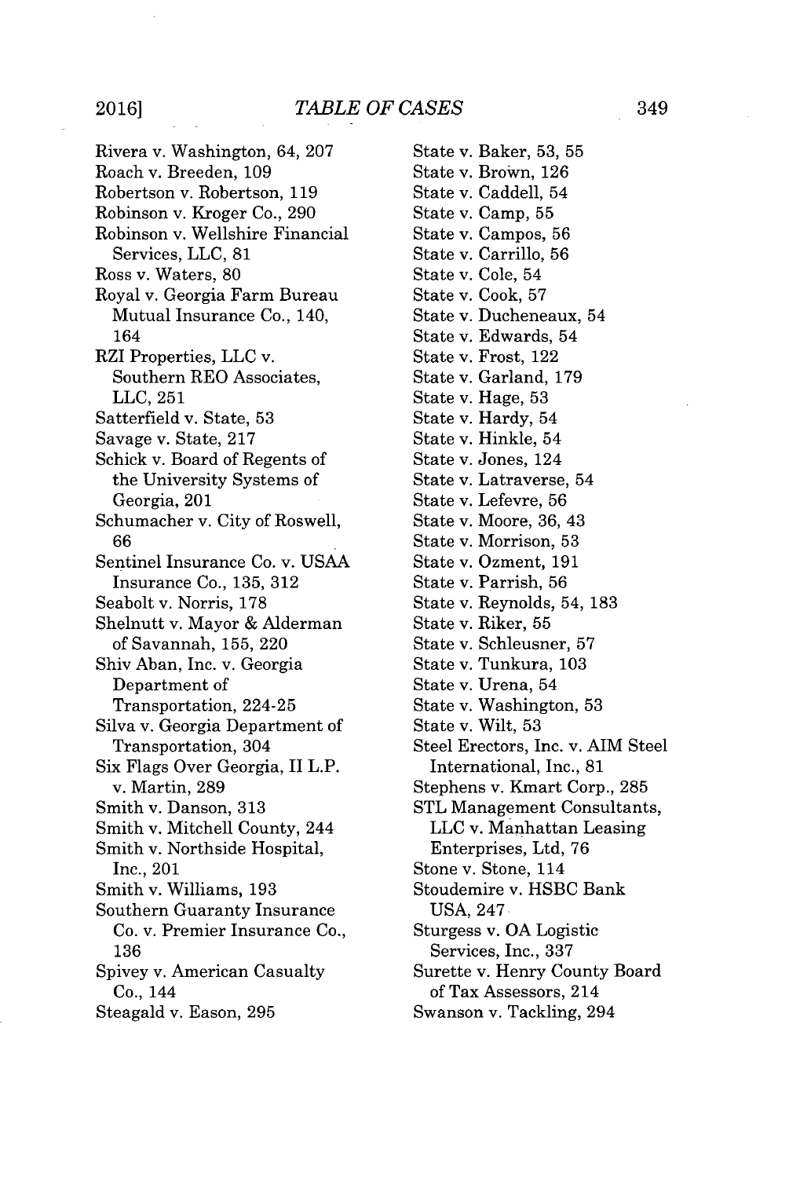Rivera v. Washington, 64, 207
Roach v. Breeden, 109
Robertson v. Robertson, 119
Robinson v. Kroger Co., 290
Robinson v. Wellshire Financial Services, LLC, 81
Ross v. Waters, 80
Royal v. Georgia Farm Bureau Mutual Insurance Co., 140, 164
RZI Properties, LLC v. Southern REO Associates, LLC, 251
Satterfield v. State, 53
Savage v. State, 217
Schick v. Board of Regents of the University Systems of Georgia, 201
Schumacher v. City of Roswell, 66
Sentinel Insurance Co. v. USAA Insurance Co., 135, 312
Seabolt v. Norris, 178
Shelnutt v. Mayor & Alderman of Savannah, 155, 220
Shiv Aban, Inc. v. Georgia Department of Transportation, 224-25
Silva v. Georgia Department of Transportation, 304
Six Flags Over Georgia, II L.P. v. Martin, 289
Smith v. Danson, 313
Smith v. Mitchell County, 244
Smith v. Northside Hospital, Inc., 201
Smith v. Williams, 193
Southern Guaranty Insurance Co. v. Premier Insurance Co., 136
Spivey v. American Casualty Co., 144
Steagald v. Eason, 295
State v. Baker, 53, 55
State v. Brown, 126
State v. Caddell, 54
State v. Camp, 55
State v. Campos, 56
State v. Carrillo, 56
State v. Cole, 54
State v. Cook, 57
State v. Ducheneaux, 54
State v. Edwards, 54
State v. Frost, 122
State v. Garland, 179
State v. Hage, 53
State v. Hardy, 54
State v. Hinkle, 54
State v. Jones, 124
State v. Latraverse, 54
State v. Lefevre, 56
State v. Moore, 36, 43
State v. Morrison, 53
State v. Ozment, 191
State v. Parrish, 56
State v. Reynolds, 54, 183
State v. Riker, 55
State v. Schleusner, 57
State v. Tunkura, 103
State v. Urena, 54
State v. Washington, 53
State v. Wilt, 53
Steel Erectors, Inc. v. AIM Steel International, Inc., 81
Stephens v. Kmart Corp., 285
STL Management Consultants, LLC v. Manhattan Leasing Enterprises, Ltd, 76
Stone v. Stone, 114
Stoudemire v. HSBC Bank USA, 247
Sturgess v. OA Logistic Services, Inc., 337
Surette v. Henry County Board of Tax Assessors, 214
Swanson v. Tackling, 294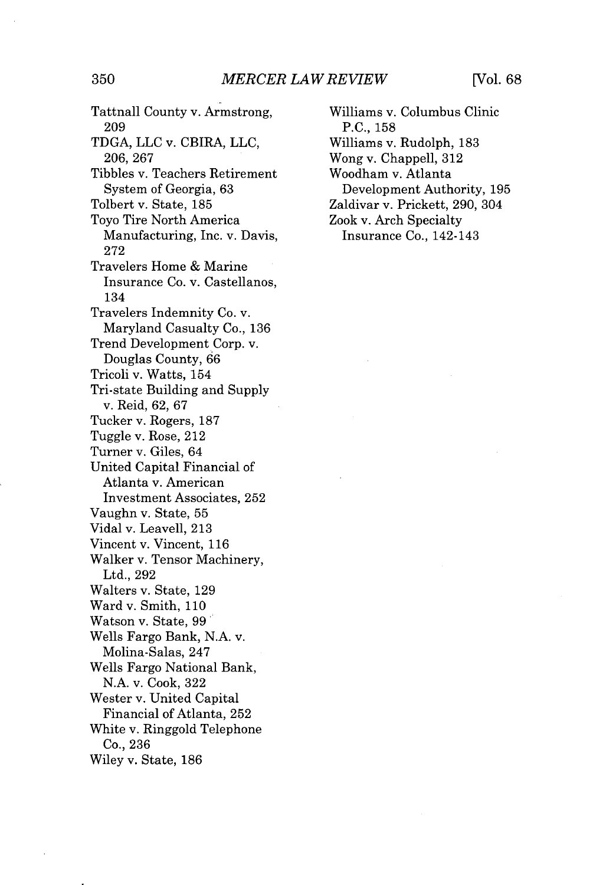Tattnall County v. Armstrong, 209
TDGA, LLC v. CBIRA, LLC, 206, 267
Tibbles v. Teachers Retirement System of Georgia, 63
Tolbert v. State, 185
Toyo Tire North America Manufacturing, Inc. v. Davis, 272
Travelers Home & Marine Insurance Co. v. Castellanos, 134
Travelers Indemnity Co. v. Maryland Casualty Co., 136
Trend Development Corp. v. Douglas County, 66
Tricoli v. Watts, 154
Tri-state Building and Supply v. Reid, 62, 67
Tucker v. Rogers, 187
Tuggle v. Rose, 212
Turner v. Giles, 64
United Capital Financial of Atlanta v. American Investment Associates, 252
Vaughn v. State, 55
Vidal v. Leavell, 213
Vincent v. Vincent, 116
Walker v. Tensor Machinery, Ltd., 292
Walters v. State, 129
Ward v. Smith, 110
Watson v. State, 99
Wells Fargo Bank, N.A. v. Molina-Salas, 247
Wells Fargo National Bank, N.A. v. Cook, 322
Wester v. United Capital Financial of Atlanta, 252
White v. Ringgold Telephone Co., 236
Wiley v. State, 186
Williams v. Columbus Clinic P.C., 158
Williams v. Rudolph, 183
Wong v. Chappell, 312
Woodham v. Atlanta Development Authority, 195
Zaldivar v. Prickett, 290, 304
Zook v. Arch Specialty Insurance Co., 142-143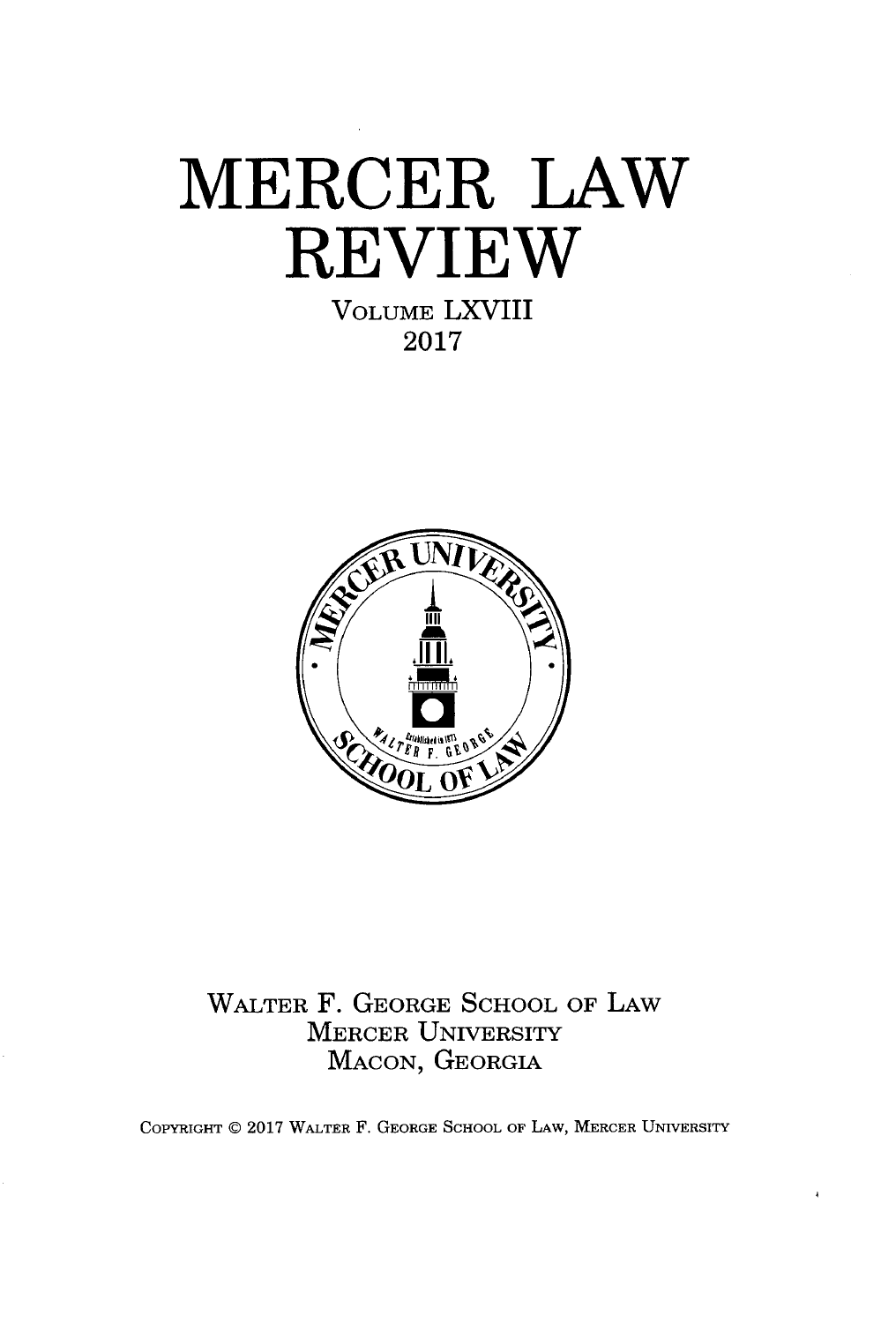# MERCER LAW REVIEW

VOLUME LXVIII

2017

WALTER F. GEORGE SCHOOL OF LAW

MERCER UNIVERSITY

MACON, GEORGIA

COPYRIGHT © 2017 WALTER F. GEORGE SCHOOL OF LAW, MERCER UNIVERSITY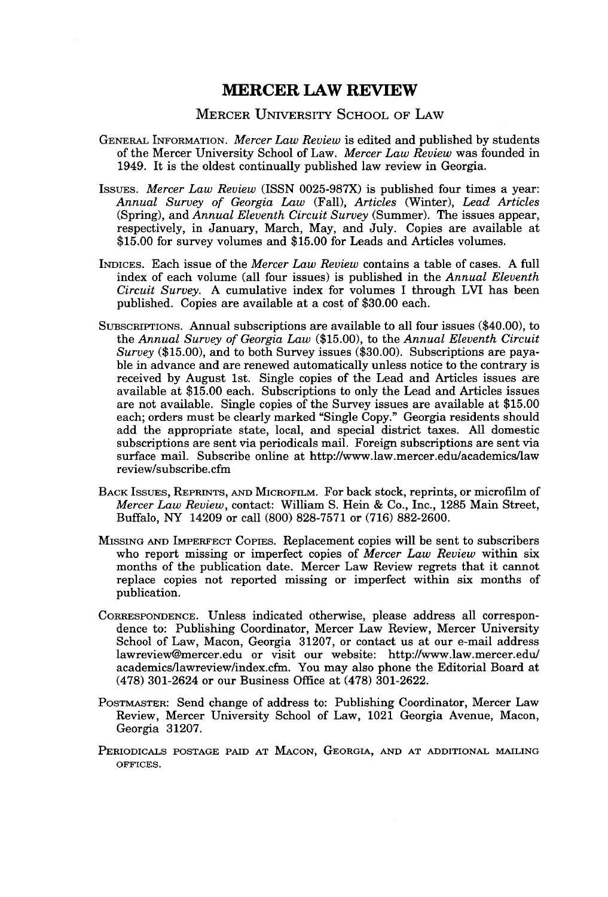# MERCER LAW REVIEW

## MERCER UNIVERSITY SCHOOL OF LAW

GENERAL INFORMATION. *Mercer Law Review* is edited and published by students of the Mercer University School of Law. *Mercer Law Review* was founded in 1949. It is the oldest continually published law review in Georgia.

ISSUES. *Mercer Law Review* (ISSN 0025-987X) is published four times a year: *Annual Survey of Georgia Law* (Fall), *Articles* (Winter), *Lead Articles* (Spring), and *Annual Eleventh Circuit Survey* (Summer). The issues appear, respectively, in January, March, May, and July. Copies are available at $15.00 for survey volumes and $15.00 for Leads and Articles volumes.

INDICES. Each issue of the *Mercer Law Review* contains a table of cases. A full index of each volume (all four issues) is published in the *Annual Eleventh Circuit Survey*. A cumulative index for volumes I through LVI has been published. Copies are available at a cost of $30.00 each.

SUBSCRIPTIONS. Annual subscriptions are available to all four issues ($40.00), to the *Annual Survey of Georgia Law* ($15.00), to the *Annual Eleventh Circuit Survey* ($15.00), and to both Survey issues ($30.00). Subscriptions are payable in advance and are renewed automatically unless notice to the contrary is received by August 1st. Single copies of the Lead and Articles issues are available at $15.00 each. Subscriptions to only the Lead and Articles issues are not available. Single copies of the Survey issues are available at $15.00 each; orders must be clearly marked "Single Copy." Georgia residents should add the appropriate state, local, and special district taxes. All domestic subscriptions are sent via periodicals mail. Foreign subscriptions are sent via surface mail. Subscribe online at http://www.law.mercer.edu/academics/lawreview/subscribe.cfm

BACK ISSUES, REPRINTS, AND MICROFILM. For back stock, reprints, or microfilm of *Mercer Law Review*, contact: William S. Hein & Co., Inc., 1285 Main Street, Buffalo, NY 14209 or call (800) 828-7571 or (716) 882-2600.

MISSING AND IMPERFECT COPIES. Replacement copies will be sent to subscribers who report missing or imperfect copies of *Mercer Law Review* within six months of the publication date. Mercer Law Review regrets that it cannot replace copies not reported missing or imperfect within six months of publication.

CORRESPONDENCE. Unless indicated otherwise, please address all correspondence to: Publishing Coordinator, Mercer Law Review, Mercer University School of Law, Macon, Georgia 31207, or contact us at our e-mail address lawreview@mercer.edu or visit our website: http://www.law.mercer.edu/academics/lawreview/index.cfm. You may also phone the Editorial Board at (478) 301-2624 or our Business Office at (478) 301-2622.

POSTMASTER: Send change of address to: Publishing Coordinator, Mercer Law Review, Mercer University School of Law, 1021 Georgia Avenue, Macon, Georgia 31207.

PERIODICALS POSTAGE PAID AT MACON, GEORGIA, AND AT ADDITIONAL MAILING OFFICES.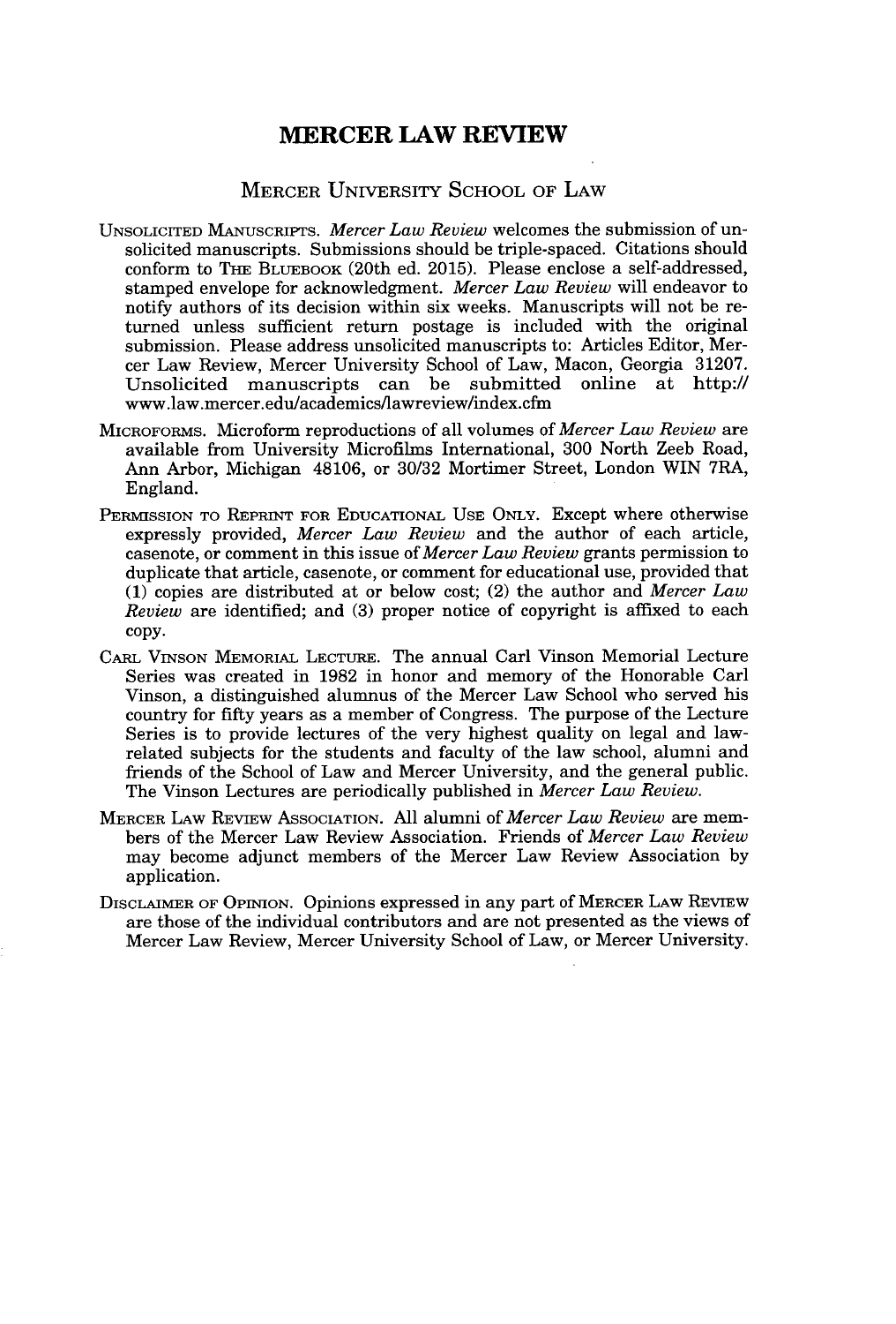# MERCER LAW REVIEW

## MERCER UNIVERSITY SCHOOL OF LAW

UNSOLICITED MANUSCRIPTS. *Mercer Law Review* welcomes the submission of unsolicited manuscripts. Submissions should be triple-spaced. Citations should conform to THE BLUEBOOK (20th ed. 2015). Please enclose a self-addressed, stamped envelope for acknowledgment. *Mercer Law Review* will endeavor to notify authors of its decision within six weeks. Manuscripts will not be returned unless sufficient return postage is included with the original submission. Please address unsolicited manuscripts to: Articles Editor, Mercer Law Review, Mercer University School of Law, Macon, Georgia 31207. Unsolicited manuscripts can be submitted online at http://www.law.mercer.edu/academics/lawreview/index.cfm

MICROFORMS. Microform reproductions of all volumes of *Mercer Law Review* are available from University Microfilms International, 300 North Zeeb Road, Ann Arbor, Michigan 48106, or 30/32 Mortimer Street, London WIN 7RA, England.

PERMISSION TO REPRINT FOR EDUCATIONAL USE ONLY. Except where otherwise expressly provided, *Mercer Law Review* and the author of each article, casenote, or comment in this issue of *Mercer Law Review* grants permission to duplicate that article, casenote, or comment for educational use, provided that (1) copies are distributed at or below cost; (2) the author and *Mercer Law Review* are identified; and (3) proper notice of copyright is affixed to each copy.

CARL VINSON MEMORIAL LECTURE. The annual Carl Vinson Memorial Lecture Series was created in 1982 in honor and memory of the Honorable Carl Vinson, a distinguished alumnus of the Mercer Law School who served his country for fifty years as a member of Congress. The purpose of the Lecture Series is to provide lectures of the very highest quality on legal and law-related subjects for the students and faculty of the law school, alumni and friends of the School of Law and Mercer University, and the general public. The Vinson Lectures are periodically published in *Mercer Law Review*.

MERCER LAW REVIEW ASSOCIATION. All alumni of *Mercer Law Review* are members of the Mercer Law Review Association. Friends of *Mercer Law Review* may become adjunct members of the Mercer Law Review Association by application.

DISCLAIMER OF OPINION. Opinions expressed in any part of MERCER LAW REVIEW are those of the individual contributors and are not presented as the views of Mercer Law Review, Mercer University School of Law, or Mercer University.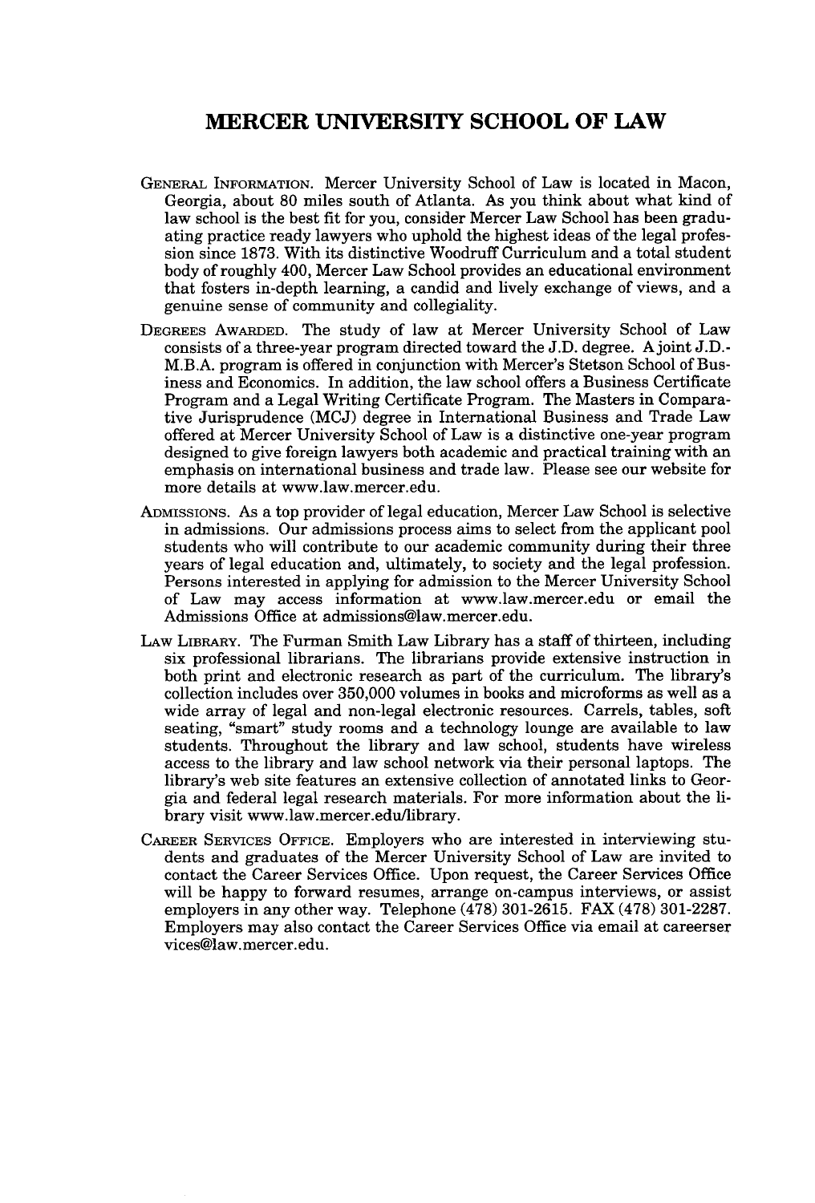# MERCER UNIVERSITY SCHOOL OF LAW

GENERAL INFORMATION. Mercer University School of Law is located in Macon, Georgia, about 80 miles south of Atlanta. As you think about what kind of law school is the best fit for you, consider Mercer Law School has been graduating practice ready lawyers who uphold the highest ideas of the legal profession since 1873. With its distinctive Woodruff Curriculum and a total student body of roughly 400, Mercer Law School provides an educational environment that fosters in-depth learning, a candid and lively exchange of views, and a genuine sense of community and collegiality.

DEGREES AWARDED. The study of law at Mercer University School of Law consists of a three-year program directed toward the J.D. degree. A joint J.D.-M.B.A. program is offered in conjunction with Mercer's Stetson School of Business and Economics. In addition, the law school offers a Business Certificate Program and a Legal Writing Certificate Program. The Masters in Comparative Jurisprudence (MCJ) degree in International Business and Trade Law offered at Mercer University School of Law is a distinctive one-year program designed to give foreign lawyers both academic and practical training with an emphasis on international business and trade law. Please see our website for more details at www.law.mercer.edu.

ADMISSIONS. As a top provider of legal education, Mercer Law School is selective in admissions. Our admissions process aims to select from the applicant pool students who will contribute to our academic community during their three years of legal education and, ultimately, to society and the legal profession. Persons interested in applying for admission to the Mercer University School of Law may access information at www.law.mercer.edu or email the Admissions Office at admissions@law.mercer.edu.

LAW LIBRARY. The Furman Smith Law Library has a staff of thirteen, including six professional librarians. The librarians provide extensive instruction in both print and electronic research as part of the curriculum. The library's collection includes over 350,000 volumes in books and microforms as well as a wide array of legal and non-legal electronic resources. Carrels, tables, soft seating, "smart" study rooms and a technology lounge are available to law students. Throughout the library and law school, students have wireless access to the library and law school network via their personal laptops. The library's web site features an extensive collection of annotated links to Georgia and federal legal research materials. For more information about the library visit www.law.mercer.edu/library.

CAREER SERVICES OFFICE. Employers who are interested in interviewing students and graduates of the Mercer University School of Law are invited to contact the Career Services Office. Upon request, the Career Services Office will be happy to forward resumes, arrange on-campus interviews, or assist employers in any other way. Telephone (478) 301-2615. FAX (478) 301-2287. Employers may also contact the Career Services Office via email at careerservices@law.mercer.edu.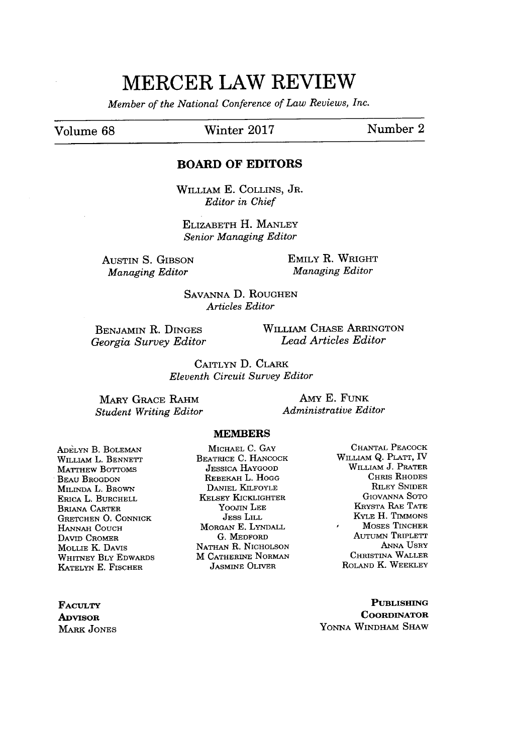# MERCER LAW REVIEW

*Member of the National Conference of Law Reviews, Inc.*

Volume 68 | Winter 2017 | Number 2

## BOARD OF EDITORS

WILLIAM E. COLLINS, JR.
*Editor in Chief*

ELIZABETH H. MANLEY
*Senior Managing Editor*

AUSTIN S. GIBSON
*Managing Editor*

EMILY R. WRIGHT
*Managing Editor*

SAVANNA D. ROUGHEN
*Articles Editor*

BENJAMIN R. DINGES
*Georgia Survey Editor*

WILLIAM CHASE ARRINGTON
*Lead Articles Editor*

CAITLYN D. CLARK
*Eleventh Circuit Survey Editor*

MARY GRACE RAHM
*Student Writing Editor*

AMY E. FUNK
*Administrative Editor*

## MEMBERS

ADÈLYN B. BOLEMAN
WILLIAM L. BENNETT
MATTHEW BOTTOMS
BEAU BROGDON
MILINDA L. BROWN
ERICA L. BURCHELL
BRIANA CARTER
GRETCHEN O. CONNICK
HANNAH COUCH
DAVID CROMER
MOLLIE K. DAVIS
WHITNEY BLY EDWARDS
KATELYN E. FISCHER
MICHAEL C. GAY
BEATRICE C. HANCOCK
JESSICA HAYGOOD
REBEKAH L. HOGG
DANIEL KILFOYLE
KELSEY KICKLIGHTER
YOOJIN LEE
JESS LILL
MORGAN E. LYNDALL
G. MEDFORD
NATHAN R. NICHOLSON
M CATHERINE NORMAN
JASMINE OLIVER
CHANTAL PEACOCK
WILLIAM Q. PLATT, IV
WILLIAM J. PRATER
CHRIS RHODES
RILEY SNIDER
GIOVANNA SOTO
KRYSTA RAE TATE
KYLE H. TIMMONS
MOSES TINCHER
AUTUMN TRIPLETT
ANNA USRY
CHRISTINA WALLER
ROLAND K. WEEKLEY

FACULTY ADVISOR
MARK JONES

PUBLISHING COORDINATOR
YONNA WINDHAM SHAW